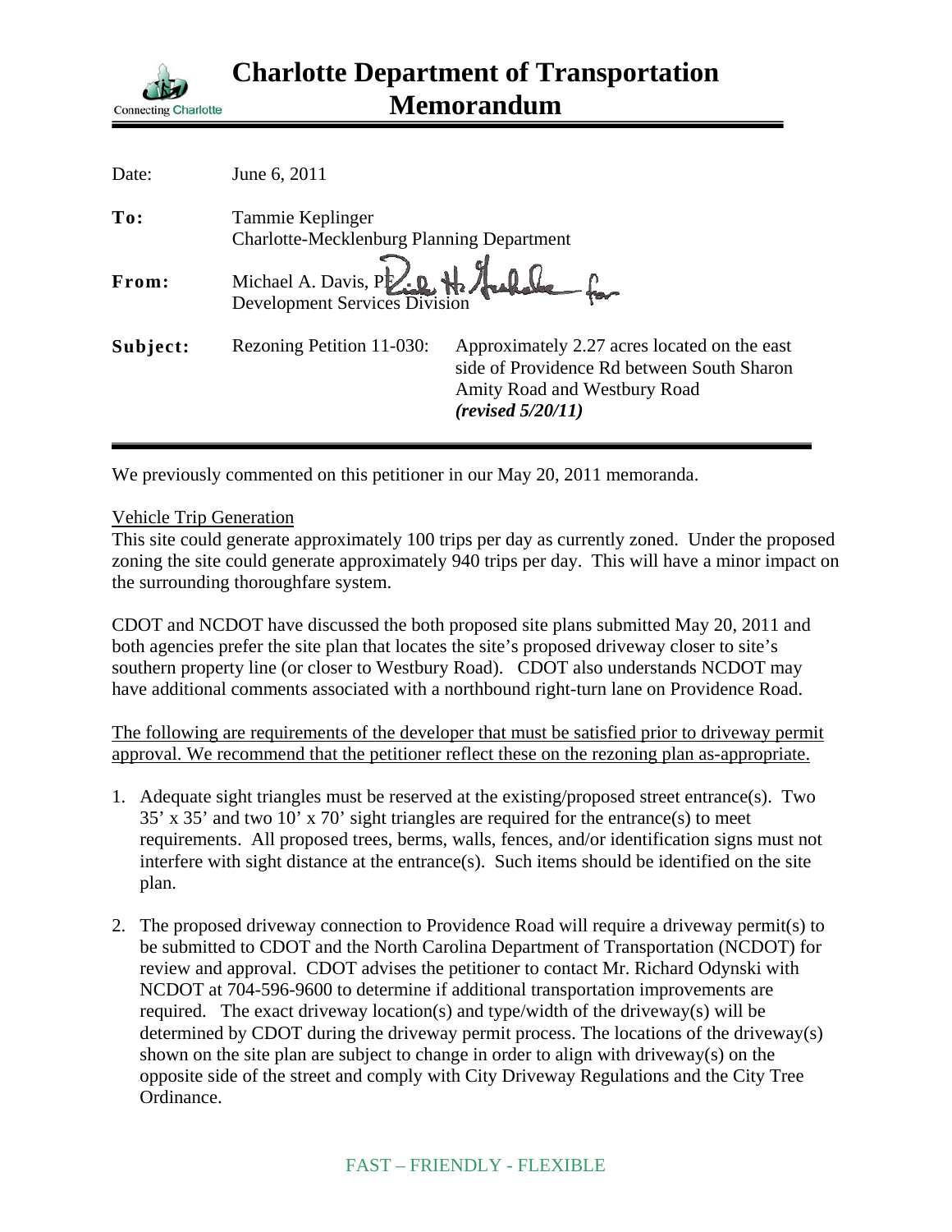Connecting Charlotte

# Charlotte Department of Transportation Memorandum

| | | |
|---|---|---|
| Date: | June 6, 2011 | |
| **To:** | Tammie Keplinger<br>Charlotte-Mecklenburg Planning Department | |
| **From:** | Michael A. Davis, PE<br>Development Services Division | |
| **Subject:** | Rezoning Petition 11-030: | Approximately 2.27 acres located on the east side of Providence Rd between South Sharon Amity Road and Westbury Road<br>***(revised 5/20/11)*** |

We previously commented on this petitioner in our May 20, 2011 memoranda.

Vehicle Trip Generation

This site could generate approximately 100 trips per day as currently zoned. Under the proposed zoning the site could generate approximately 940 trips per day. This will have a minor impact on the surrounding thoroughfare system.

CDOT and NCDOT have discussed the both proposed site plans submitted May 20, 2011 and both agencies prefer the site plan that locates the site's proposed driveway closer to site's southern property line (or closer to Westbury Road). CDOT also understands NCDOT may have additional comments associated with a northbound right-turn lane on Providence Road.

The following are requirements of the developer that must be satisfied prior to driveway permit approval. We recommend that the petitioner reflect these on the rezoning plan as-appropriate.

1. Adequate sight triangles must be reserved at the existing/proposed street entrance(s). Two 35' x 35' and two 10' x 70' sight triangles are required for the entrance(s) to meet requirements. All proposed trees, berms, walls, fences, and/or identification signs must not interfere with sight distance at the entrance(s). Such items should be identified on the site plan.

2. The proposed driveway connection to Providence Road will require a driveway permit(s) to be submitted to CDOT and the North Carolina Department of Transportation (NCDOT) for review and approval. CDOT advises the petitioner to contact Mr. Richard Odynski with NCDOT at 704-596-9600 to determine if additional transportation improvements are required. The exact driveway location(s) and type/width of the driveway(s) will be determined by CDOT during the driveway permit process. The locations of the driveway(s) shown on the site plan are subject to change in order to align with driveway(s) on the opposite side of the street and comply with City Driveway Regulations and the City Tree Ordinance.

FAST – FRIENDLY - FLEXIBLE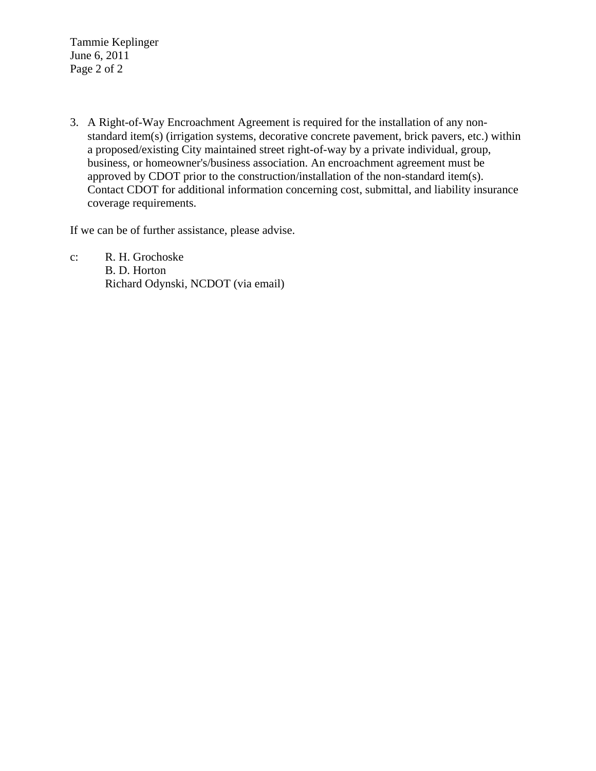3. A Right-of-Way Encroachment Agreement is required for the installation of any non-standard item(s) (irrigation systems, decorative concrete pavement, brick pavers, etc.) within a proposed/existing City maintained street right-of-way by a private individual, group, business, or homeowner's/business association. An encroachment agreement must be approved by CDOT prior to the construction/installation of the non-standard item(s). Contact CDOT for additional information concerning cost, submittal, and liability insurance coverage requirements.

If we can be of further assistance, please advise.

c: R. H. Grochoske
B. D. Horton
Richard Odynski, NCDOT (via email)